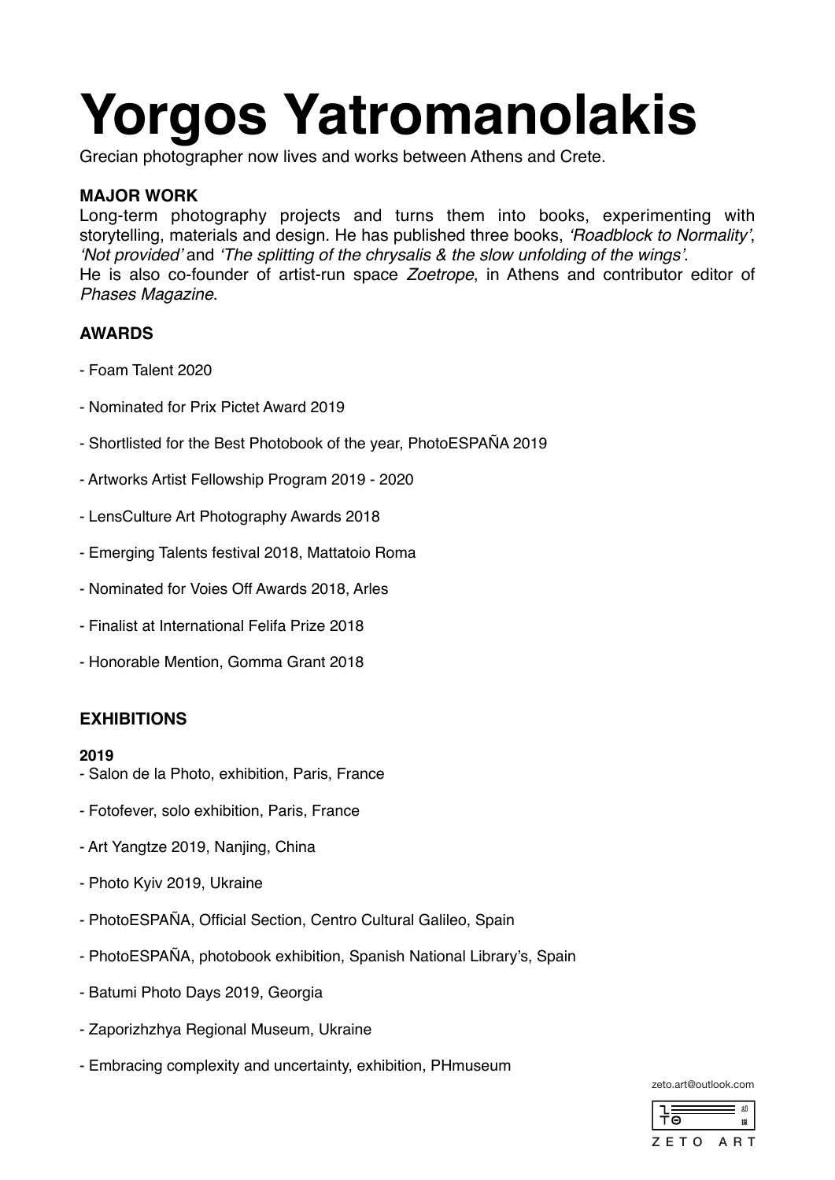# Yorgos Yatromanolakis

Grecian photographer now lives and works between Athens and Crete.

### MAJOR WORK

Long-term photography projects and turns them into books, experimenting with storytelling, materials and design. He has published three books, *'Roadblock to Normality'*, *'Not provided'* and *'The splitting of the chrysalis & the slow unfolding of the wings'*.
He is also co-founder of artist-run space *Zoetrope*, in Athens and contributor editor of *Phases Magazine*.

### AWARDS

- Foam Talent 2020
- Nominated for Prix Pictet Award 2019
- Shortlisted for the Best Photobook of the year, PhotoESPAÑA 2019
- Artworks Artist Fellowship Program 2019 - 2020
- LensCulture Art Photography Awards 2018
- Emerging Talents festival 2018, Mattatoio Roma
- Nominated for Voies Off Awards 2018, Arles
- Finalist at International Felifa Prize 2018
- Honorable Mention, Gomma Grant 2018

### EXHIBITIONS

**2019**

- Salon de la Photo, exhibition, Paris, France
- Fotofever, solo exhibition, Paris, France
- Art Yangtze 2019, Nanjing, China
- Photo Kyiv 2019, Ukraine
- PhotoESPAÑA, Official Section, Centro Cultural Galileo, Spain
- PhotoESPAÑA, photobook exhibition, Spanish National Library's, Spain
- Batumi Photo Days 2019, Georgia
- Zaporizhzhya Regional Museum, Ukraine
- Embracing complexity and uncertainty, exhibition, PHmuseum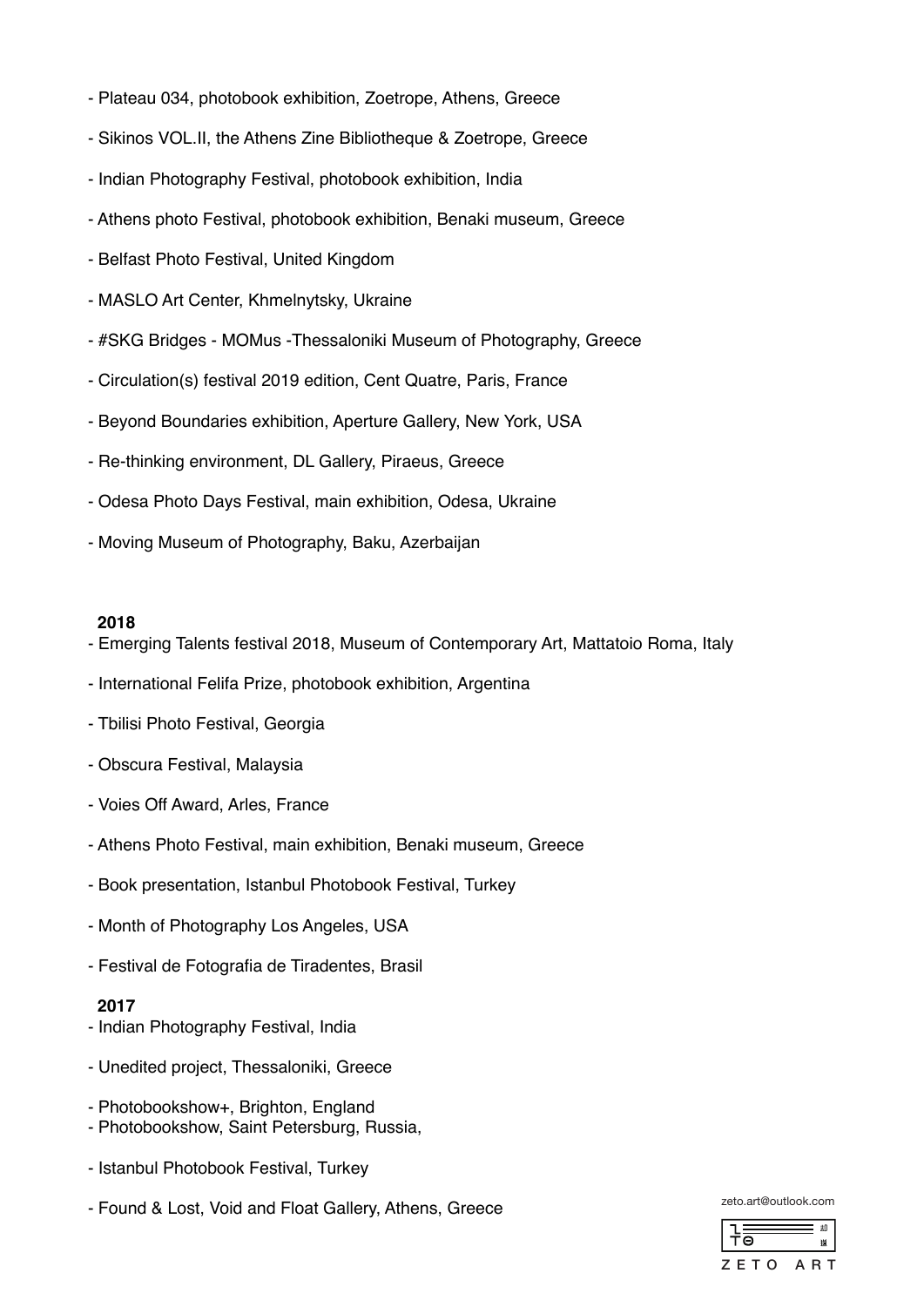- Plateau 034, photobook exhibition, Zoetrope, Athens, Greece
- Sikinos VOL.II, the Athens Zine Bibliotheque & Zoetrope, Greece
- Indian Photography Festival, photobook exhibition, India
- Athens photo Festival, photobook exhibition, Benaki museum, Greece
- Belfast Photo Festival, United Kingdom
- MASLO Art Center, Khmelnytsky, Ukraine
- #SKG Bridges - MOMus -Thessaloniki Museum of Photography, Greece
- Circulation(s) festival 2019 edition, Cent Quatre, Paris, France
- Beyond Boundaries exhibition, Aperture Gallery, New York, USA
- Re-thinking environment, DL Gallery, Piraeus, Greece
- Odesa Photo Days Festival, main exhibition, Odesa, Ukraine
- Moving Museum of Photography, Baku, Azerbaijan

**2018**

- Emerging Talents festival 2018, Museum of Contemporary Art, Mattatoio Roma, Italy
- International Felifa Prize, photobook exhibition, Argentina
- Tbilisi Photo Festival, Georgia
- Obscura Festival, Malaysia
- Voies Off Award, Arles, France
- Athens Photo Festival, main exhibition, Benaki museum, Greece
- Book presentation, Istanbul Photobook Festival, Turkey
- Month of Photography Los Angeles, USA
- Festival de Fotografia de Tiradentes, Brasil

**2017**

- Indian Photography Festival, India
- Unedited project, Thessaloniki, Greece
- Photobookshow+, Brighton, England
- Photobookshow, Saint Petersburg, Russia,
- Istanbul Photobook Festival, Turkey
- Found & Lost, Void and Float Gallery, Athens, Greece

zeto.art@outlook.com

ZETO ART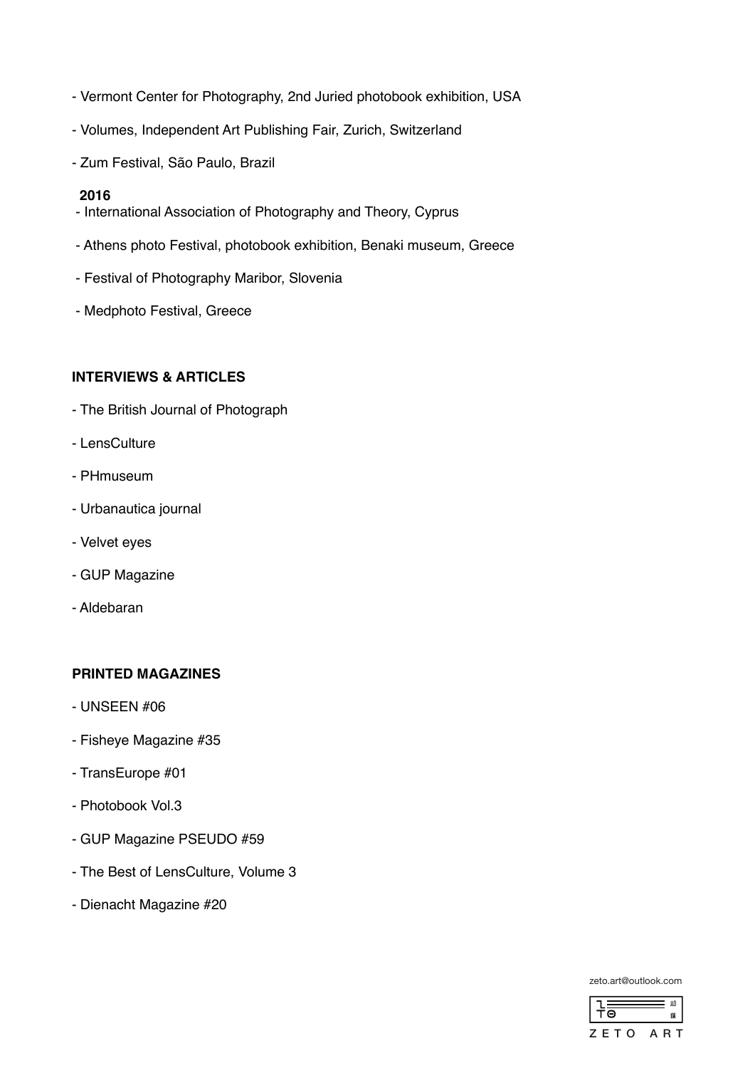- Vermont Center for Photography, 2nd Juried photobook exhibition, USA
- Volumes, Independent Art Publishing Fair, Zurich, Switzerland
- Zum Festival, São Paulo, Brazil

**2016**

- International Association of Photography and Theory, Cyprus
- Athens photo Festival, photobook exhibition, Benaki museum, Greece
- Festival of Photography Maribor, Slovenia
- Medphoto Festival, Greece

**INTERVIEWS & ARTICLES**

- The British Journal of Photograph
- LensCulture
- PHmuseum
- Urbanautica journal
- Velvet eyes
- GUP Magazine
- Aldebaran

**PRINTED MAGAZINES**

- UNSEEN #06
- Fisheye Magazine #35
- TransEurope #01
- Photobook Vol.3
- GUP Magazine PSEUDO #59
- The Best of LensCulture, Volume 3
- Dienacht Magazine #20

zeto.art@outlook.com

ZETO ART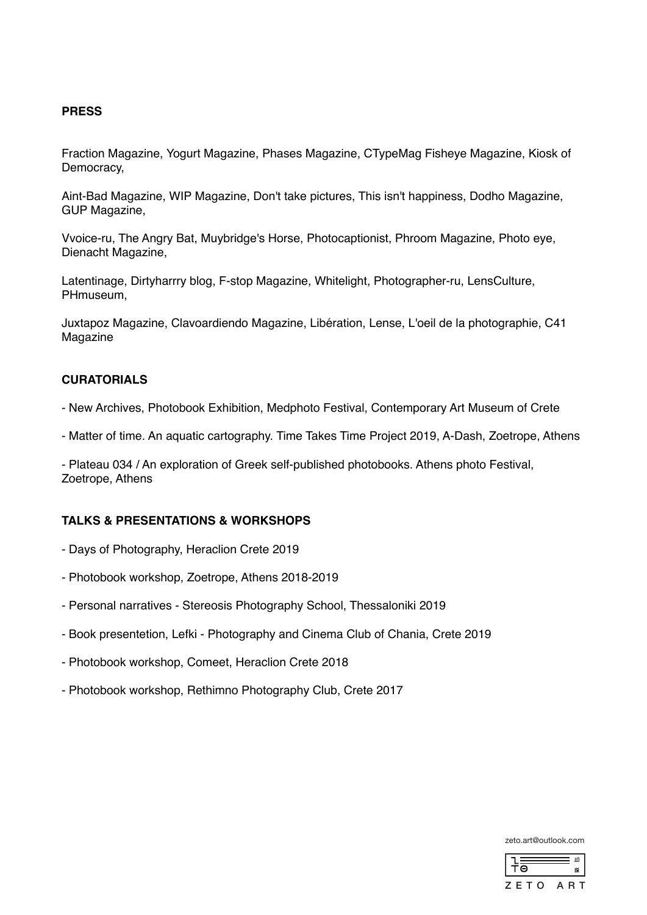## PRESS

Fraction Magazine, Yogurt Magazine, Phases Magazine, CTypeMag Fisheye Magazine, Kiosk of Democracy,

Aint-Bad Magazine, WIP Magazine, Don't take pictures, This isn't happiness, Dodho Magazine, GUP Magazine,

Vvoice-ru, The Angry Bat, Muybridge's Horse, Photocaptionist, Phroom Magazine, Photo eye, Dienacht Magazine,

Latentinage, Dirtyharrry blog, F-stop Magazine, Whitelight, Photographer-ru, LensCulture, PHmuseum,

Juxtapoz Magazine, Clavoardiendo Magazine, Libération, Lense, L'oeil de la photographie, C41 Magazine

## CURATORIALS

- New Archives, Photobook Exhibition, Medphoto Festival, Contemporary Art Museum of Crete
- Matter of time. An aquatic cartography. Time Takes Time Project 2019, A-Dash, Zoetrope, Athens
- Plateau 034 / An exploration of Greek self-published photobooks. Athens photo Festival, Zoetrope, Athens

## TALKS & PRESENTATIONS & WORKSHOPS

- Days of Photography, Heraclion Crete 2019
- Photobook workshop, Zoetrope, Athens 2018-2019
- Personal narratives - Stereosis Photography School, Thessaloniki 2019
- Book presentetion, Lefki - Photography and Cinema Club of Chania, Crete 2019
- Photobook workshop, Comeet, Heraclion Crete 2018
- Photobook workshop, Rethimno Photography Club, Crete 2017

zeto.art@outlook.com

ZETO ART